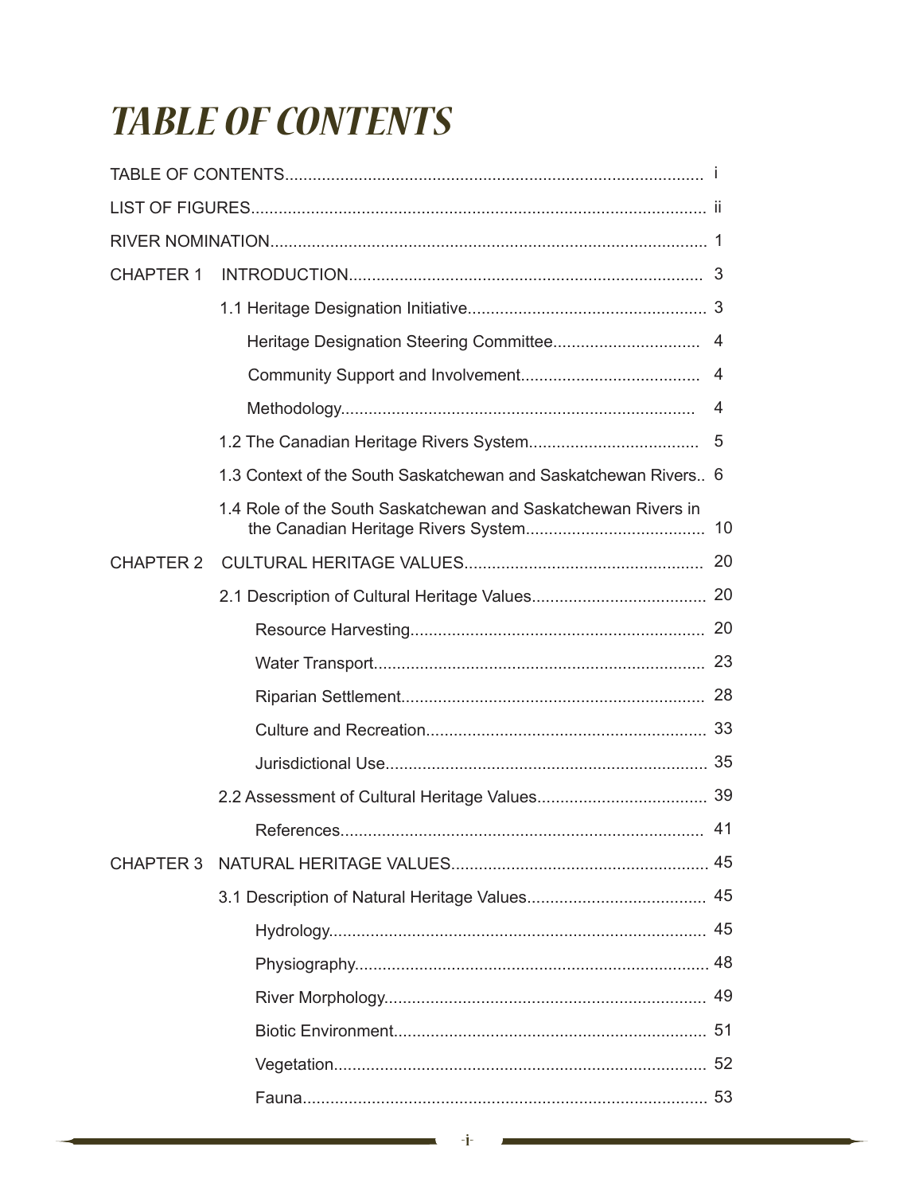# TABLE OF CONTENTS

| | | |
|---|---|---|
| TABLE OF CONTENTS | | i |
| LIST OF FIGURES | | ii |
| RIVER NOMINATION | | 1 |
| CHAPTER 1 | INTRODUCTION | 3 |
| | 1.1 Heritage Designation Initiative | 3 |
| | Heritage Designation Steering Committee | 4 |
| | Community Support and Involvement | 4 |
| | Methodology | 4 |
| | 1.2 The Canadian Heritage Rivers System | 5 |
| | 1.3 Context of the South Saskatchewan and Saskatchewan Rivers | 6 |
| | 1.4 Role of the South Saskatchewan and Saskatchewan Rivers in the Canadian Heritage Rivers System | 10 |
| CHAPTER 2 | CULTURAL HERITAGE VALUES | 20 |
| | 2.1 Description of Cultural Heritage Values | 20 |
| | Resource Harvesting | 20 |
| | Water Transport | 23 |
| | Riparian Settlement | 28 |
| | Culture and Recreation | 33 |
| | Jurisdictional Use | 35 |
| | 2.2 Assessment of Cultural Heritage Values | 39 |
| | References | 41 |
| CHAPTER 3 | NATURAL HERITAGE VALUES | 45 |
| | 3.1 Description of Natural Heritage Values | 45 |
| | Hydrology | 45 |
| | Physiography | 48 |
| | River Morphology | 49 |
| | Biotic Environment | 51 |
| | Vegetation | 52 |
| | Fauna | 53 |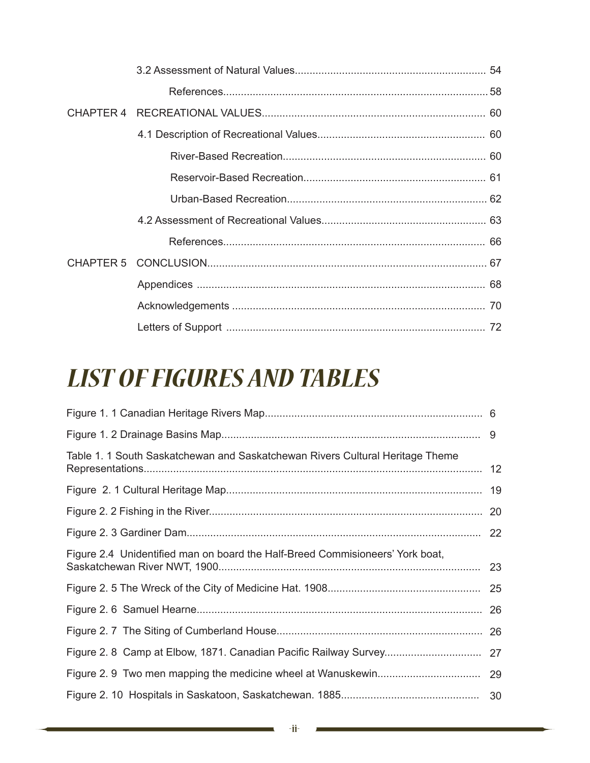| | | |
|---|---|---|
| | 3.2 Assessment of Natural Values | 54 |
| | References | 58 |
| CHAPTER 4 | RECREATIONAL VALUES | 60 |
| | 4.1 Description of Recreational Values | 60 |
| | River-Based Recreation | 60 |
| | Reservoir-Based Recreation | 61 |
| | Urban-Based Recreation | 62 |
| | 4.2 Assessment of Recreational Values | 63 |
| | References | 66 |
| CHAPTER 5 | CONCLUSION | 67 |
| | Appendices | 68 |
| | Acknowledgements | 70 |
| | Letters of Support | 72 |

# *LIST OF FIGURES AND TABLES*

| | |
|---|---|
| Figure 1. 1 Canadian Heritage Rivers Map | 6 |
| Figure 1. 2 Drainage Basins Map | 9 |
| Table 1. 1 South Saskatchewan and Saskatchewan Rivers Cultural Heritage Theme Representations | 12 |
| Figure 2. 1 Cultural Heritage Map | 19 |
| Figure 2. 2 Fishing in the River | 20 |
| Figure 2. 3 Gardiner Dam | 22 |
| Figure 2.4 Unidentified man on board the Half-Breed Commisioneers' York boat, Saskatchewan River NWT, 1900 | 23 |
| Figure 2. 5 The Wreck of the City of Medicine Hat. 1908 | 25 |
| Figure 2. 6 Samuel Hearne | 26 |
| Figure 2. 7 The Siting of Cumberland House | 26 |
| Figure 2. 8 Camp at Elbow, 1871. Canadian Pacific Railway Survey | 27 |
| Figure 2. 9 Two men mapping the medicine wheel at Wanuskewin | 29 |
| Figure 2. 10 Hospitals in Saskatoon, Saskatchewan. 1885 | 30 |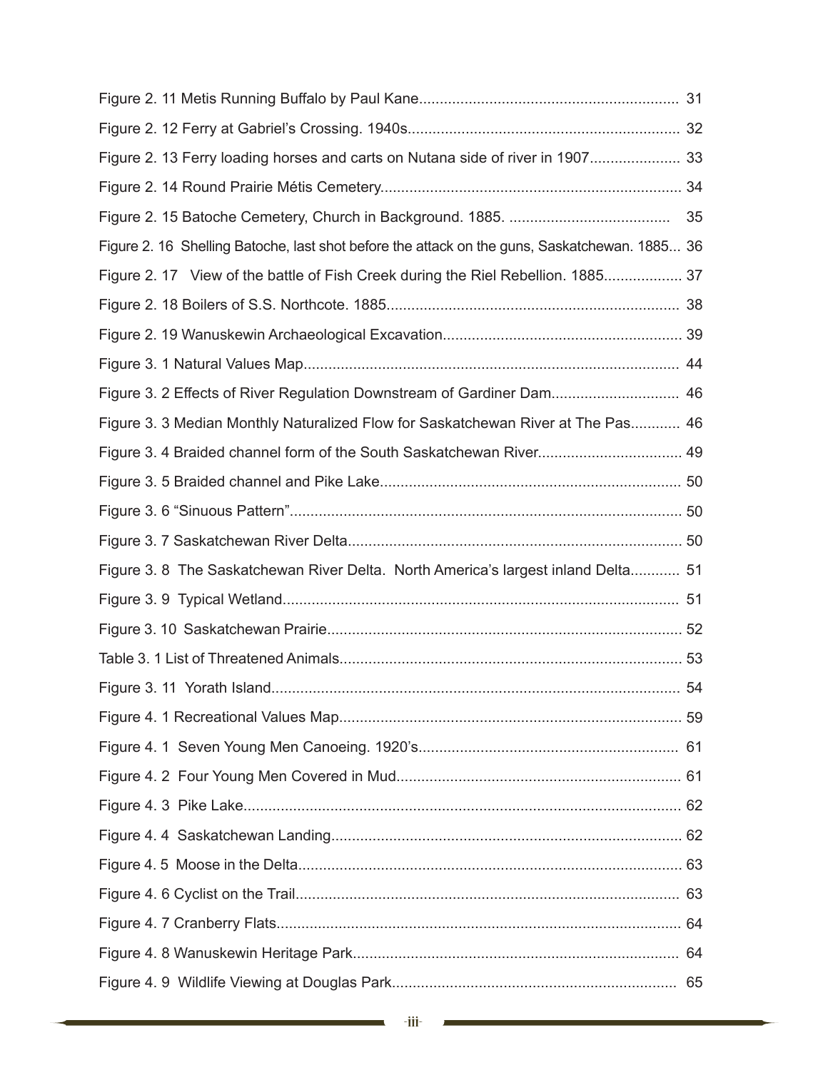Figure 2. 11 Metis Running Buffalo by Paul Kane............................................................... 31

Figure 2. 12 Ferry at Gabriel's Crossing. 1940s................................................................. 32

Figure 2. 13 Ferry loading horses and carts on Nutana side of river in 1907...................... 33

Figure 2. 14 Round Prairie Métis Cemetery........................................................................ 34

Figure 2. 15 Batoche Cemetery, Church in Background. 1885. ....................................... 35

Figure 2. 16 Shelling Batoche, last shot before the attack on the guns, Saskatchewan. 1885... 36

Figure 2. 17 View of the battle of Fish Creek during the Riel Rebellion. 1885................... 37

Figure 2. 18 Boilers of S.S. Northcote. 1885...................................................................... 38

Figure 2. 19 Wanuskewin Archaeological Excavation......................................................... 39

Figure 3. 1 Natural Values Map........................................................................................... 44

Figure 3. 2 Effects of River Regulation Downstream of Gardiner Dam............................... 46

Figure 3. 3 Median Monthly Naturalized Flow for Saskatchewan River at The Pas............ 46

Figure 3. 4 Braided channel form of the South Saskatchewan River................................... 49

Figure 3. 5 Braided channel and Pike Lake......................................................................... 50

Figure 3. 6 "Sinuous Pattern".............................................................................................. 50

Figure 3. 7 Saskatchewan River Delta................................................................................ 50

Figure 3. 8 The Saskatchewan River Delta. North America's largest inland Delta............ 51

Figure 3. 9 Typical Wetland................................................................................................. 51

Figure 3. 10 Saskatchewan Prairie..................................................................................... 52

Table 3. 1 List of Threatened Animals.................................................................................. 53

Figure 3. 11 Yorath Island................................................................................................... 54

Figure 4. 1 Recreational Values Map................................................................................... 59

Figure 4. 1 Seven Young Men Canoeing. 1920's............................................................... 61

Figure 4. 2 Four Young Men Covered in Mud..................................................................... 61

Figure 4. 3 Pike Lake.......................................................................................................... 62

Figure 4. 4 Saskatchewan Landing..................................................................................... 62

Figure 4. 5 Moose in the Delta............................................................................................ 63

Figure 4. 6 Cyclist on the Trail............................................................................................ 63

Figure 4. 7 Cranberry Flats................................................................................................. 64

Figure 4. 8 Wanuskewin Heritage Park............................................................................... 64

Figure 4. 9 Wildlife Viewing at Douglas Park..................................................................... 65